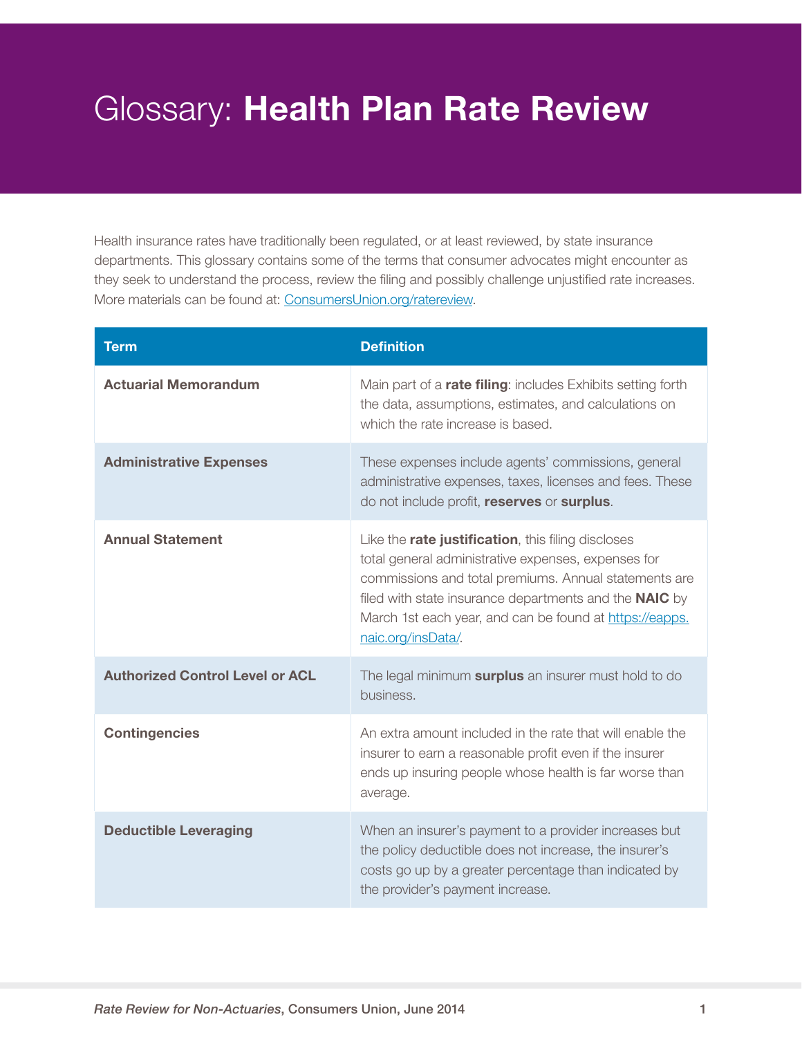# Glossary: **Health Plan Rate Review**

Health insurance rates have traditionally been regulated, or at least reviewed, by state insurance departments. This glossary contains some of the terms that consumer advocates might encounter as they seek to understand the process, review the filing and possibly challenge unjustified rate increases. More materials can be found at: [ConsumersUnion.org/ratereview](ConsumersUnion.org/ratereview).

| Term | Definition |
|---|---|
| **Actuarial Memorandum** | Main part of a **rate filing**: includes Exhibits setting forth the data, assumptions, estimates, and calculations on which the rate increase is based. |
| **Administrative Expenses** | These expenses include agents' commissions, general administrative expenses, taxes, licenses and fees. These do not include profit, **reserves** or **surplus**. |
| **Annual Statement** | Like the **rate justification**, this filing discloses total general administrative expenses, expenses for commissions and total premiums. Annual statements are filed with state insurance departments and the **NAIC** by March 1st each year, and can be found at [https://eapps.naic.org/insData/](https://eapps.naic.org/insData/). |
| **Authorized Control Level or ACL** | The legal minimum **surplus** an insurer must hold to do business. |
| **Contingencies** | An extra amount included in the rate that will enable the insurer to earn a reasonable profit even if the insurer ends up insuring people whose health is far worse than average. |
| **Deductible Leveraging** | When an insurer's payment to a provider increases but the policy deductible does not increase, the insurer's costs go up by a greater percentage than indicated by the provider's payment increase. |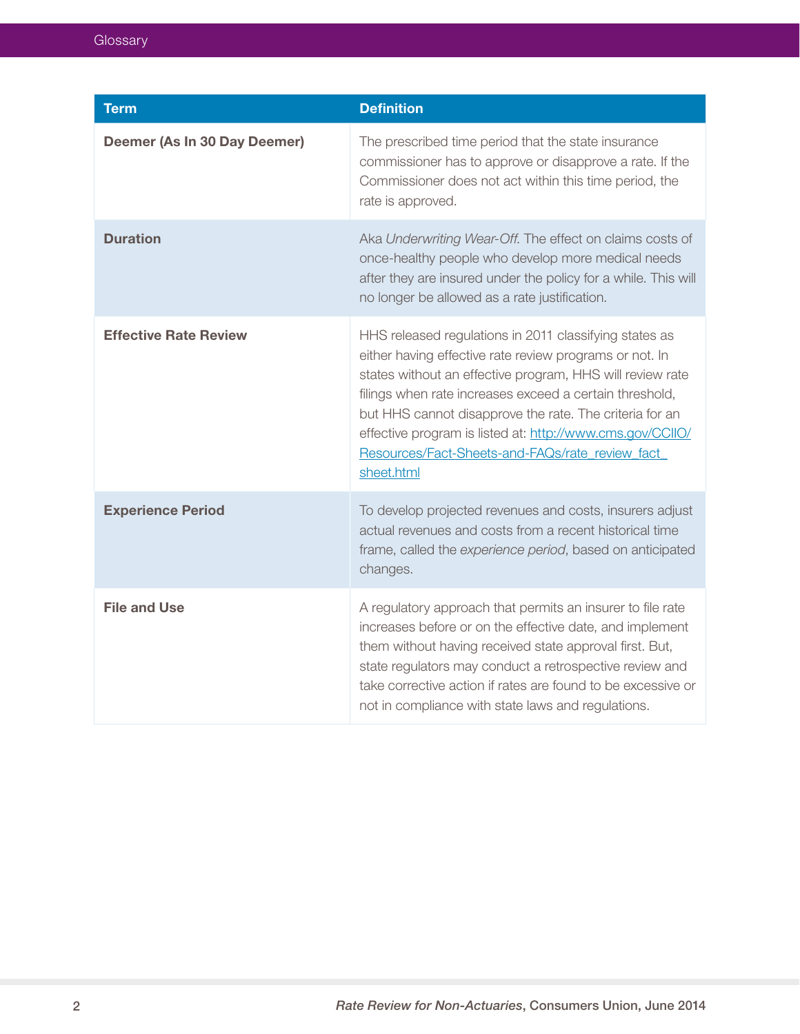| Term | Definition |
| --- | --- |
| **Deemer (As In 30 Day Deemer)** | The prescribed time period that the state insurance commissioner has to approve or disapprove a rate. If the Commissioner does not act within this time period, the rate is approved. |
| **Duration** | Aka *Underwriting Wear-Off*. The effect on claims costs of once-healthy people who develop more medical needs after they are insured under the policy for a while. This will no longer be allowed as a rate justification. |
| **Effective Rate Review** | HHS released regulations in 2011 classifying states as either having effective rate review programs or not. In states without an effective program, HHS will review rate filings when rate increases exceed a certain threshold, but HHS cannot disapprove the rate. The criteria for an effective program is listed at: [http://www.cms.gov/CCIIO/Resources/Fact-Sheets-and-FAQs/rate_review_fact_sheet.html](http://www.cms.gov/CCIIO/Resources/Fact-Sheets-and-FAQs/rate_review_fact_sheet.html) |
| **Experience Period** | To develop projected revenues and costs, insurers adjust actual revenues and costs from a recent historical time frame, called the *experience period*, based on anticipated changes. |
| **File and Use** | A regulatory approach that permits an insurer to file rate increases before or on the effective date, and implement them without having received state approval first. But, state regulators may conduct a retrospective review and take corrective action if rates are found to be excessive or not in compliance with state laws and regulations. |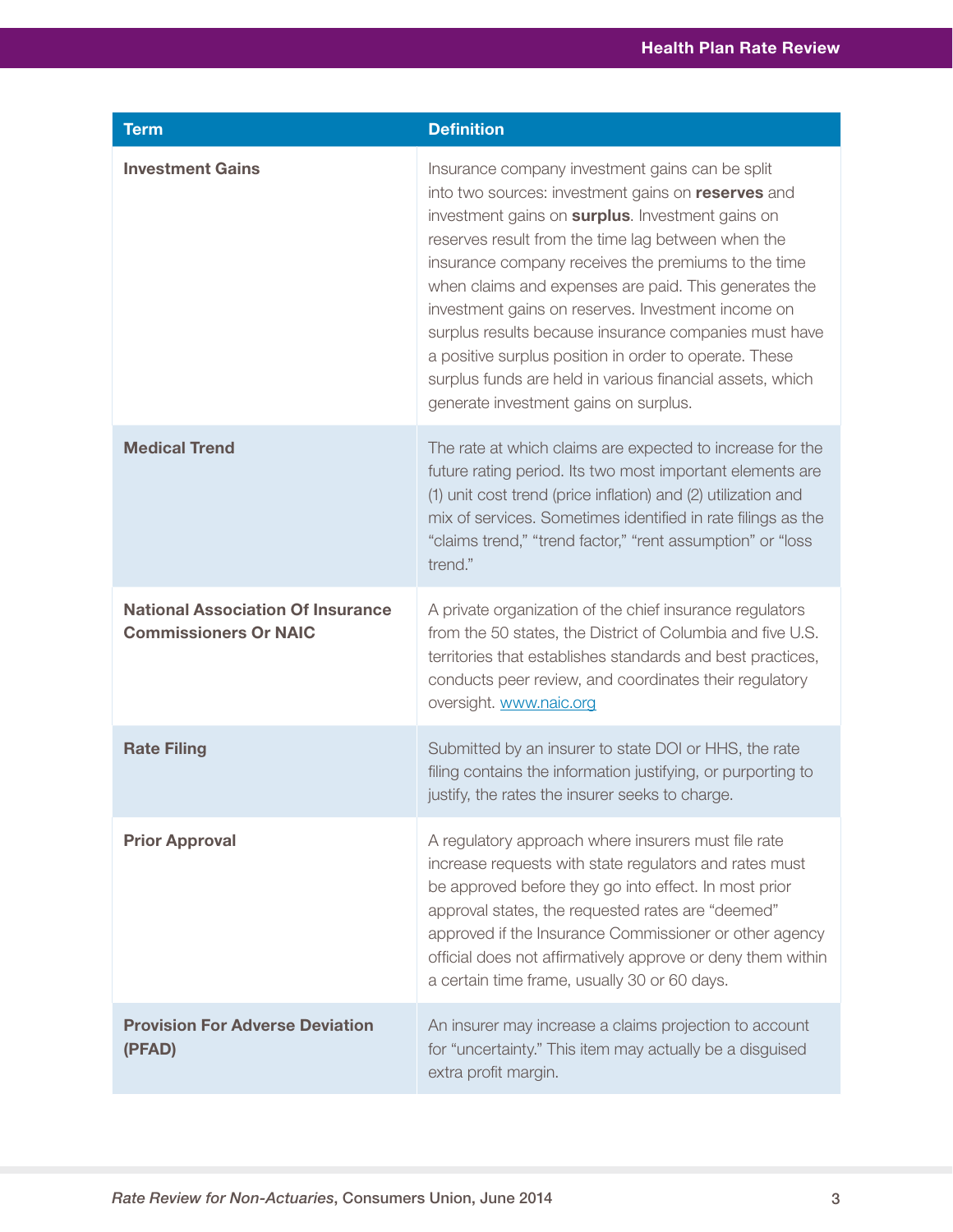| Term | Definition |
|---|---|
| **Investment Gains** | Insurance company investment gains can be split into two sources: investment gains on **reserves** and investment gains on **surplus**. Investment gains on reserves result from the time lag between when the insurance company receives the premiums to the time when claims and expenses are paid. This generates the investment gains on reserves. Investment income on surplus results because insurance companies must have a positive surplus position in order to operate. These surplus funds are held in various financial assets, which generate investment gains on surplus. |
| **Medical Trend** | The rate at which claims are expected to increase for the future rating period. Its two most important elements are (1) unit cost trend (price inflation) and (2) utilization and mix of services. Sometimes identified in rate filings as the "claims trend," "trend factor," "rent assumption" or "loss trend." |
| **National Association Of Insurance Commissioners Or NAIC** | A private organization of the chief insurance regulators from the 50 states, the District of Columbia and five U.S. territories that establishes standards and best practices, conducts peer review, and coordinates their regulatory oversight. [www.naic.org](www.naic.org) |
| **Rate Filing** | Submitted by an insurer to state DOI or HHS, the rate filing contains the information justifying, or purporting to justify, the rates the insurer seeks to charge. |
| **Prior Approval** | A regulatory approach where insurers must file rate increase requests with state regulators and rates must be approved before they go into effect. In most prior approval states, the requested rates are "deemed" approved if the Insurance Commissioner or other agency official does not affirmatively approve or deny them within a certain time frame, usually 30 or 60 days. |
| **Provision For Adverse Deviation (PFAD)** | An insurer may increase a claims projection to account for "uncertainty." This item may actually be a disguised extra profit margin. |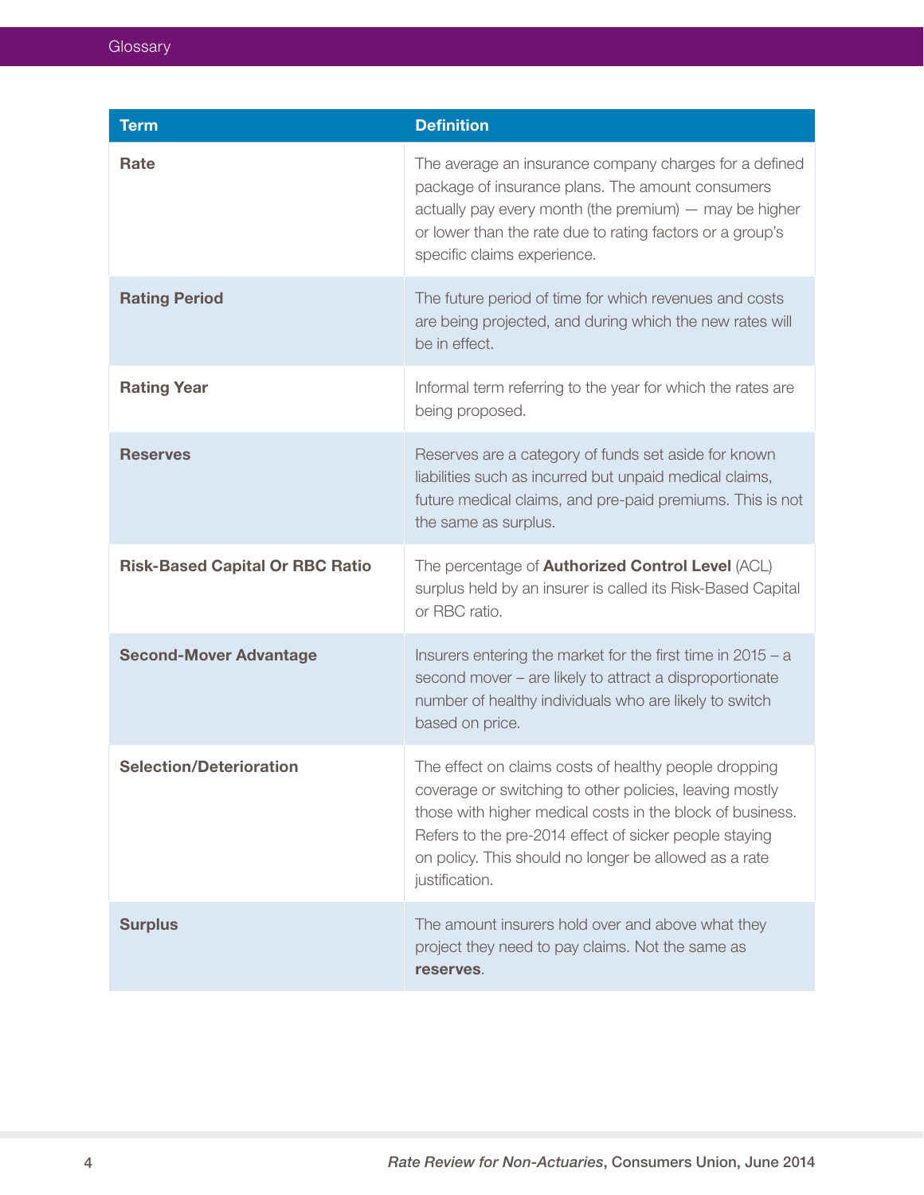| Term | Definition |
| --- | --- |
| **Rate** | The average an insurance company charges for a defined package of insurance plans. The amount consumers actually pay every month (the premium) — may be higher or lower than the rate due to rating factors or a group's specific claims experience. |
| **Rating Period** | The future period of time for which revenues and costs are being projected, and during which the new rates will be in effect. |
| **Rating Year** | Informal term referring to the year for which the rates are being proposed. |
| **Reserves** | Reserves are a category of funds set aside for known liabilities such as incurred but unpaid medical claims, future medical claims, and pre-paid premiums. This is not the same as surplus. |
| **Risk-Based Capital Or RBC Ratio** | The percentage of **Authorized Control Level** (ACL) surplus held by an insurer is called its Risk-Based Capital or RBC ratio. |
| **Second-Mover Advantage** | Insurers entering the market for the first time in 2015 – a second mover – are likely to attract a disproportionate number of healthy individuals who are likely to switch based on price. |
| **Selection/Deterioration** | The effect on claims costs of healthy people dropping coverage or switching to other policies, leaving mostly those with higher medical costs in the block of business. Refers to the pre-2014 effect of sicker people staying on policy. This should no longer be allowed as a rate justification. |
| **Surplus** | The amount insurers hold over and above what they project they need to pay claims. Not the same as **reserves**. |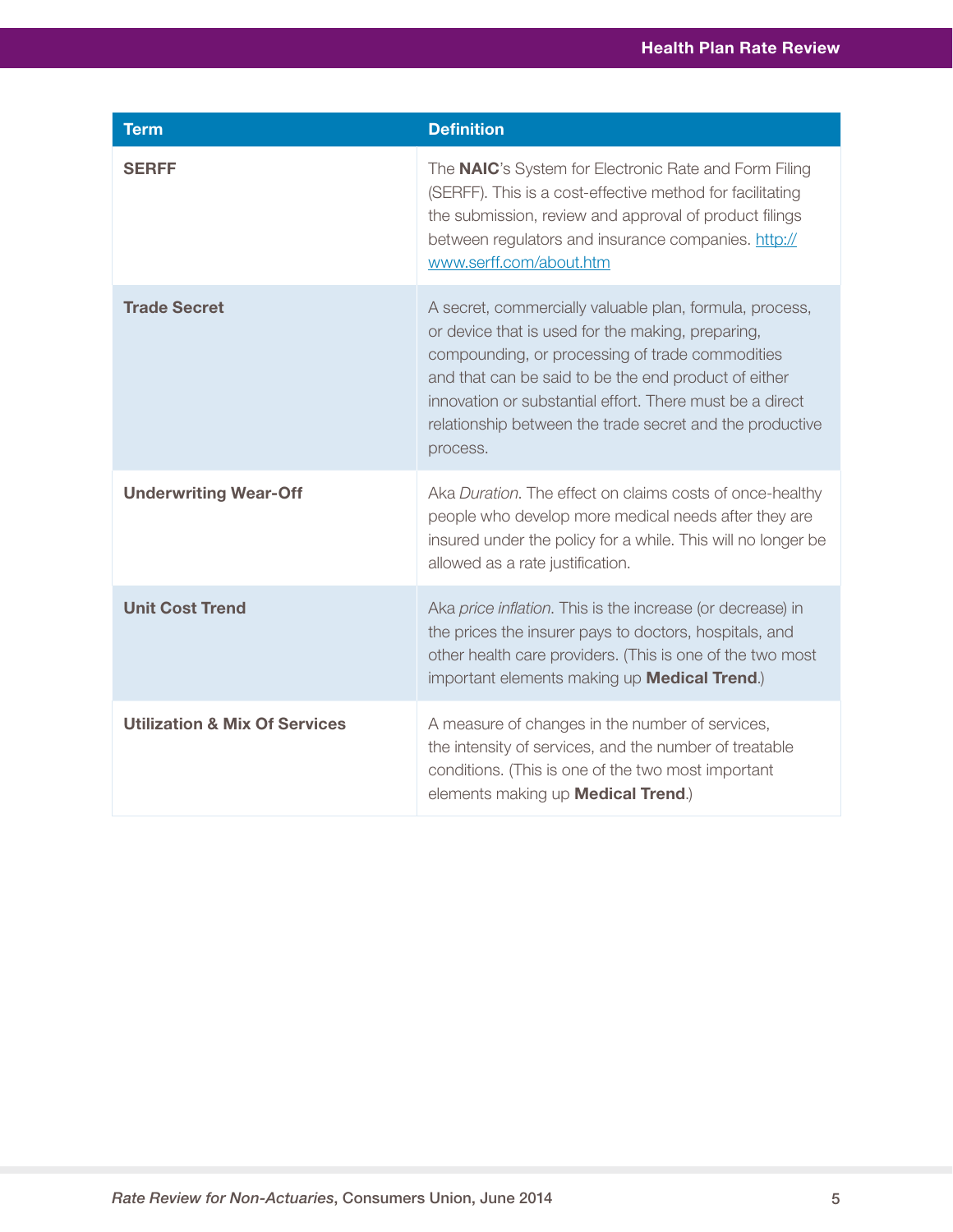| Term | Definition |
| --- | --- |
| **SERFF** | The **NAIC**'s System for Electronic Rate and Form Filing (SERFF). This is a cost-effective method for facilitating the submission, review and approval of product filings between regulators and insurance companies. [http://www.serff.com/about.htm](http://www.serff.com/about.htm) |
| **Trade Secret** | A secret, commercially valuable plan, formula, process, or device that is used for the making, preparing, compounding, or processing of trade commodities and that can be said to be the end product of either innovation or substantial effort. There must be a direct relationship between the trade secret and the productive process. |
| **Underwriting Wear-Off** | Aka *Duration*. The effect on claims costs of once-healthy people who develop more medical needs after they are insured under the policy for a while. This will no longer be allowed as a rate justification. |
| **Unit Cost Trend** | Aka *price inflation*. This is the increase (or decrease) in the prices the insurer pays to doctors, hospitals, and other health care providers. (This is one of the two most important elements making up **Medical Trend**.) |
| **Utilization & Mix Of Services** | A measure of changes in the number of services, the intensity of services, and the number of treatable conditions. (This is one of the two most important elements making up **Medical Trend**.) |